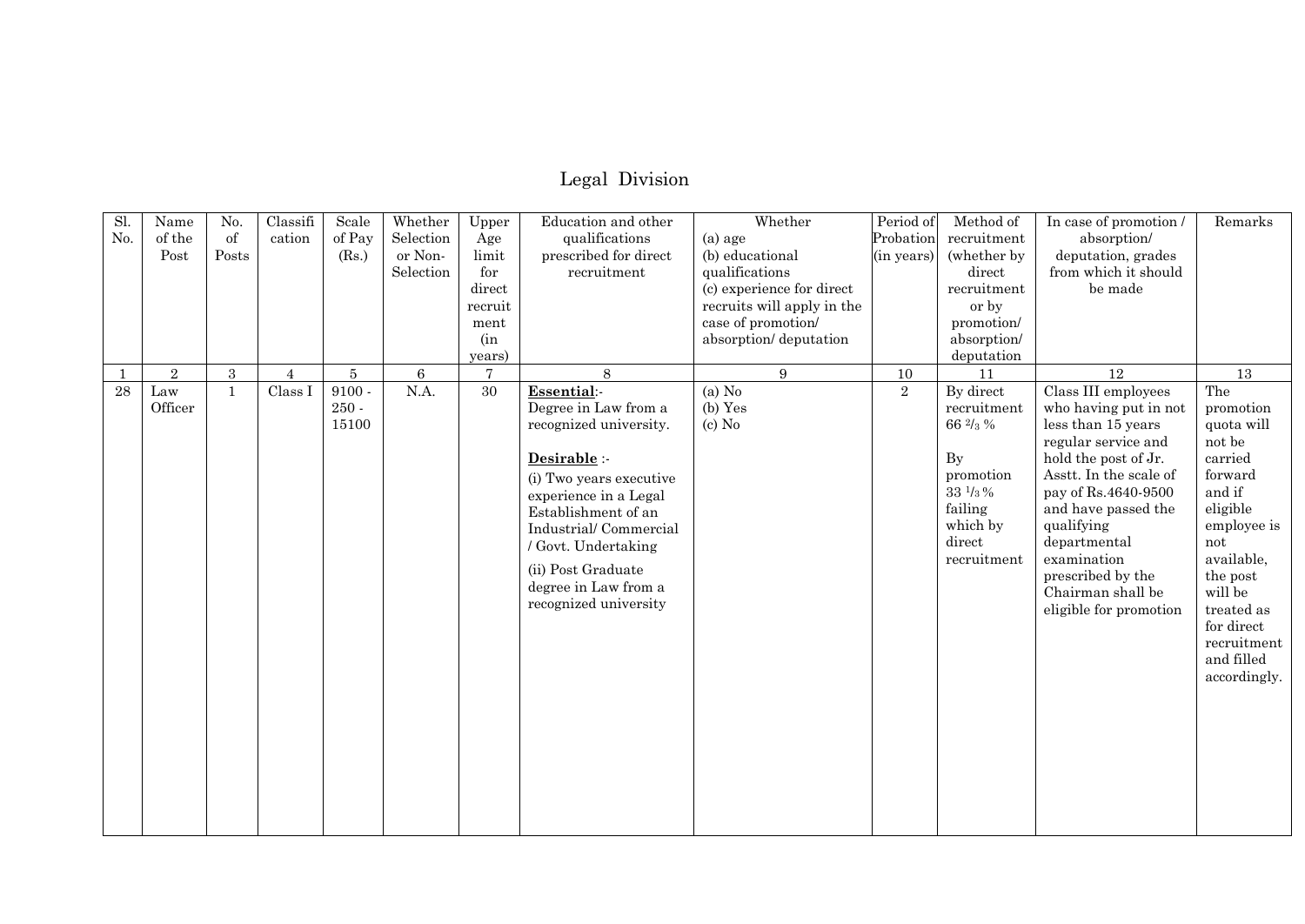# Legal Division

| Sl. No. | Name of the Post | No. of Posts | Classification | Scale of Pay (Rs.) | Whether Selection or Non-Selection | Upper Age limit for direct recruitment (in years) | Education and other qualifications prescribed for direct recruitment | Whether (a) age (b) educational qualifications (c) experience for direct recruits will apply in the case of promotion/ absorption/ deputation | Period of Probation (in years) | Method of recruitment (whether by direct recruitment or by promotion/ absorption/ deputation | In case of promotion / absorption/ deputation, grades from which it should be made | Remarks |
|---|---|---|---|---|---|---|---|---|---|---|---|---|
| 1 | 2 | 3 | 4 | 5 | 6 | 7 | 8 | 9 | 10 | 11 | 12 | 13 |
| 28 | Law Officer | 1 | Class I | 9100 - 250 - 15100 | N.A. | 30 | **Essential**:- Degree in Law from a recognized university.<br><br>**Desirable** :-<br>(i) Two years executive experience in a Legal Establishment of an Industrial/ Commercial / Govt. Undertaking<br>(ii) Post Graduate degree in Law from a recognized university | (a) No<br>(b) Yes<br>(c) No | 2 | By direct recruitment 66 $^{2}/_{3}$ %<br><br>By promotion 33 $^{1}/_{3}$ % failing which by direct recruitment | Class III employees who having put in not less than 15 years regular service and hold the post of Jr. Asstt. In the scale of pay of Rs.4640-9500 and have passed the qualifying departmental examination prescribed by the Chairman shall be eligible for promotion | The promotion quota will not be carried forward and if eligible employee is not available, the post will be treated as for direct recruitment and filled accordingly. |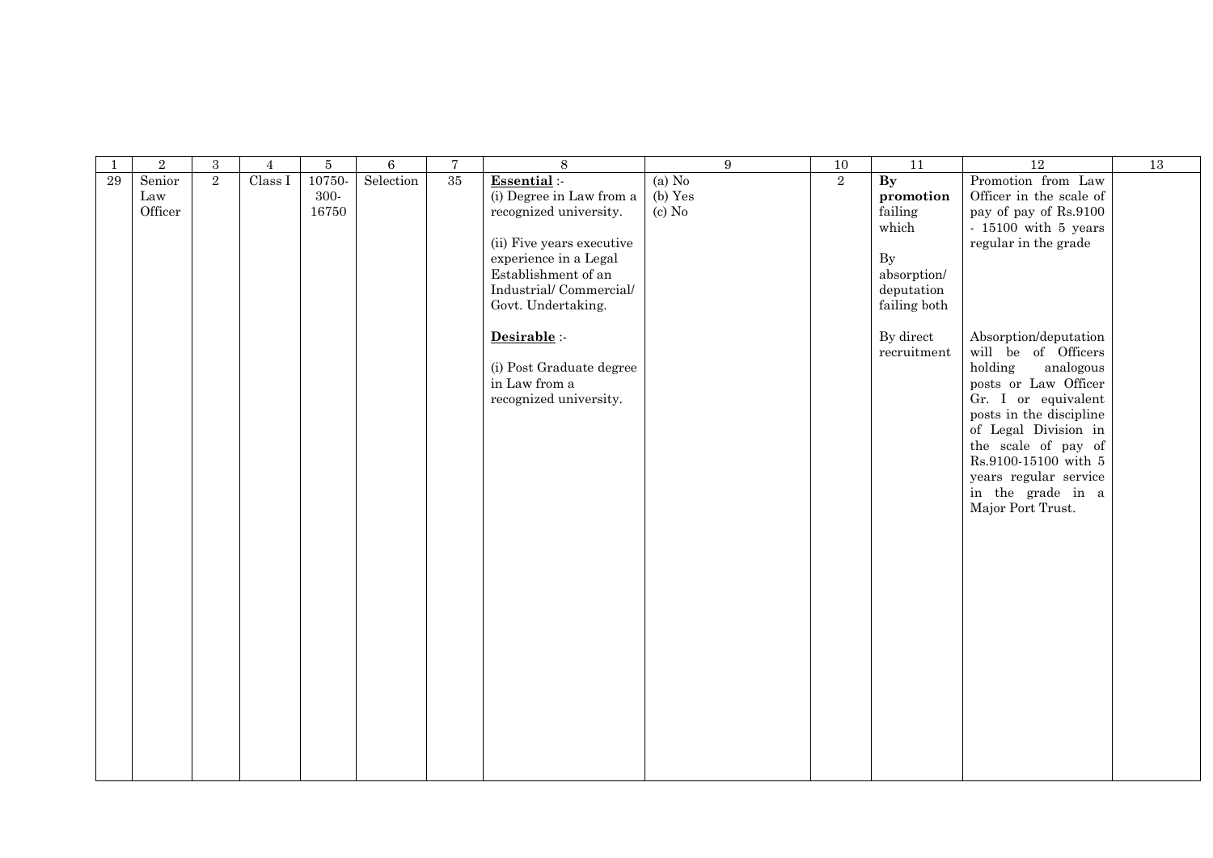| 1 | 2 | 3 | 4 | 5 | 6 | 7 | 8 | 9 | 10 | 11 | 12 | 13 |
|---|---|---|---|---|---|---|---|---|---|---|---|---|
| 29 | Senior Law Officer | 2 | Class I | 10750-300-16750 | Selection | 35 | **Essential** :-<br>(i) Degree in Law from a recognized university.<br><br>(ii) Five years executive experience in a Legal Establishment of an Industrial/ Commercial/ Govt. Undertaking.<br><br>**Desirable** :-<br><br>(i) Post Graduate degree in Law from a recognized university. | (a) No<br>(b) Yes<br>(c) No | 2 | **By promotion** failing which<br><br>By absorption/ deputation failing both<br><br>By direct recruitment | Promotion from Law Officer in the scale of pay of pay of Rs.9100 - 15100 with 5 years regular in the grade<br><br>Absorption/deputation will be of Officers holding analogous posts or Law Officer Gr. I or equivalent posts in the discipline of Legal Division in the scale of pay of Rs.9100-15100 with 5 years regular service in the grade in a Major Port Trust. | |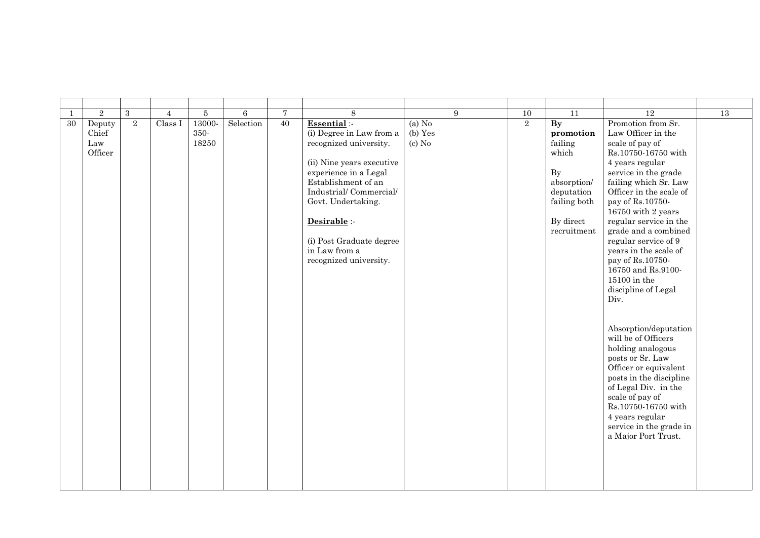| | | | | | | | | | | | | |
|---|---|---|---|---|---|---|---|---|---|---|---|---|
| 1 | 2 | 3 | 4 | 5 | 6 | 7 | 8 | 9 | 10 | 11 | 12 | 13 |
| 30 | Deputy Chief Law Officer | 2 | Class I | 13000-350-18250 | Selection | 40 | **Essential** :-<br>(i) Degree in Law from a recognized university.<br><br>(ii) Nine years executive experience in a Legal Establishment of an Industrial/ Commercial/ Govt. Undertaking.<br><br>**Desirable** :-<br><br>(i) Post Graduate degree in Law from a recognized university. | (a) No<br>(b) Yes<br>(c) No | 2 | **By promotion** failing which<br><br>By absorption/ deputation failing both<br><br>By direct recruitment | Promotion from Sr. Law Officer in the scale of pay of Rs.10750-16750 with 4 years regular service in the grade failing which Sr. Law Officer in the scale of pay of Rs.10750-16750 with 2 years regular service in the grade and a combined regular service of 9 years in the scale of pay of Rs.10750-16750 and Rs.9100-15100 in the discipline of Legal Div.<br><br>Absorption/deputation will be of Officers holding analogous posts or Sr. Law Officer or equivalent posts in the discipline of Legal Div. in the scale of pay of Rs.10750-16750 with 4 years regular service in the grade in a Major Port Trust. | |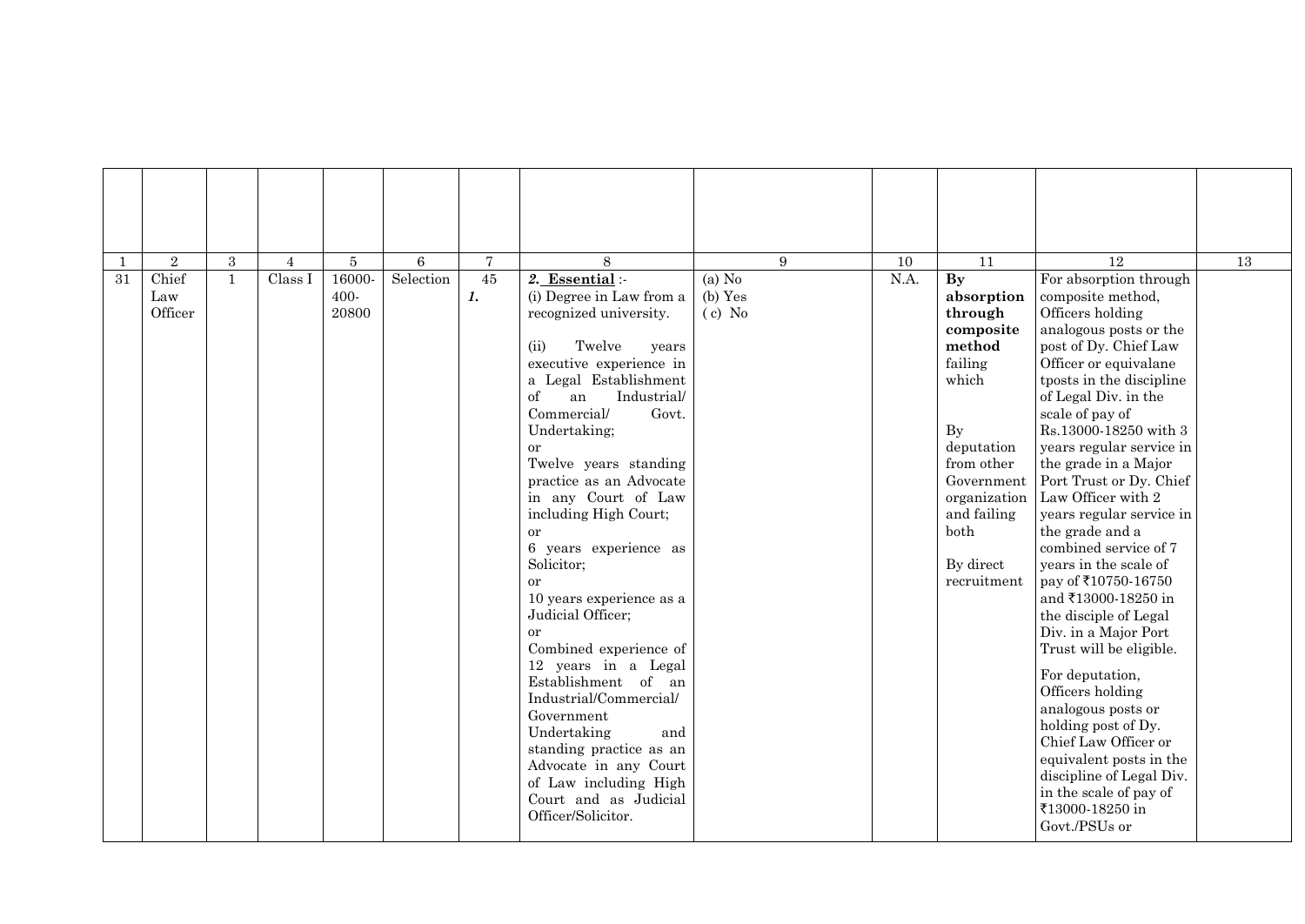| 1 | 2 | 3 | 4 | 5 | 6 | 7 | 8 | 9 | 10 | 11 | 12 | 13 |
|---|---|---|---|---|---|---|---|---|---|---|---|---|
| 31 | Chief Law Officer | 1 | Class I | 16000-400-20800 | Selection | 45 *1.* | ***2.*** **Essential** :-<br>(i) Degree in Law from a recognized university.<br><br>(ii) Twelve years executive experience in a Legal Establishment of an Industrial/ Commercial/ Govt. Undertaking;<br>or<br>Twelve years standing practice as an Advocate in any Court of Law including High Court;<br>or<br>6 years experience as Solicitor;<br>or<br>10 years experience as a Judicial Officer;<br>or<br>Combined experience of 12 years in a Legal Establishment of an Industrial/Commercial/ Government Undertaking and standing practice as an Advocate in any Court of Law including High Court and as Judicial Officer/Solicitor. | (a) No<br>(b) Yes<br>( c) No | N.A. | **By absorption through composite method** failing which<br><br>By deputation from other Government organization and failing both<br><br>By direct recruitment | For absorption through composite method, Officers holding analogous posts or the post of Dy. Chief Law Officer or equivalane tposts in the discipline of Legal Div. in the scale of pay of Rs.13000-18250 with 3 years regular service in the grade in a Major Port Trust or Dy. Chief Law Officer with 2 years regular service in the grade and a combined service of 7 years in the scale of pay of ₹10750-16750 and ₹13000-18250 in the disciple of Legal Div. in a Major Port Trust will be eligible.<br><br>For deputation, Officers holding analogous posts or holding post of Dy. Chief Law Officer or equivalent posts in the discipline of Legal Div. in the scale of pay of ₹13000-18250 in Govt./PSUs or | |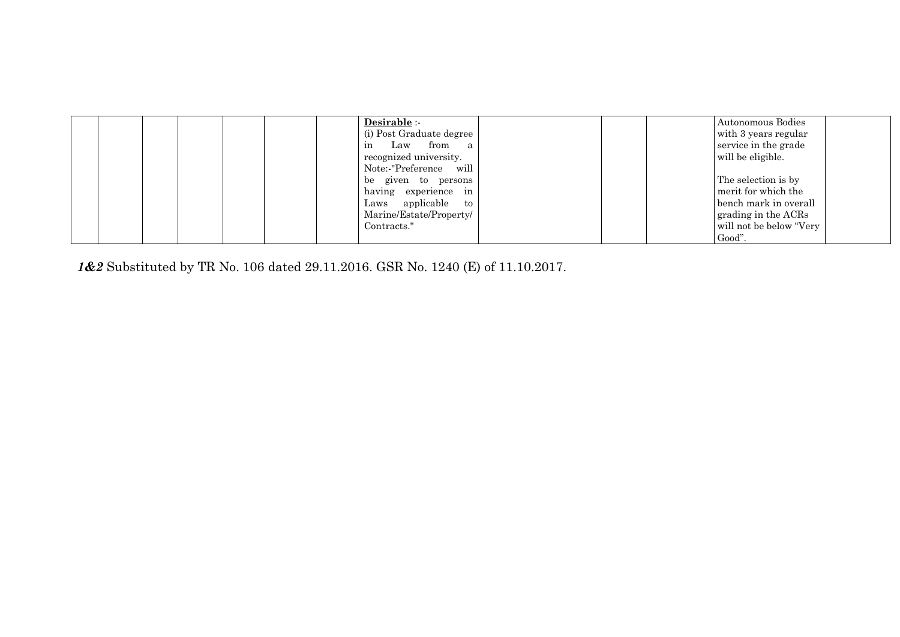| | | | | | | | | | | | | |
|---|---|---|---|---|---|---|---|---|---|---|---|---|
| | | | | | | | **Desirable** :- (i) Post Graduate degree in Law from a recognized university. Note:-"Preference will be given to persons having experience in Laws applicable to Marine/Estate/Property/ Contracts." | | | | Autonomous Bodies with 3 years regular service in the grade will be eligible. The selection is by merit for which the bench mark in overall grading in the ACRs will not be below "Very Good". | |

***1&2*** Substituted by TR No. 106 dated 29.11.2016. GSR No. 1240 (E) of 11.10.2017.